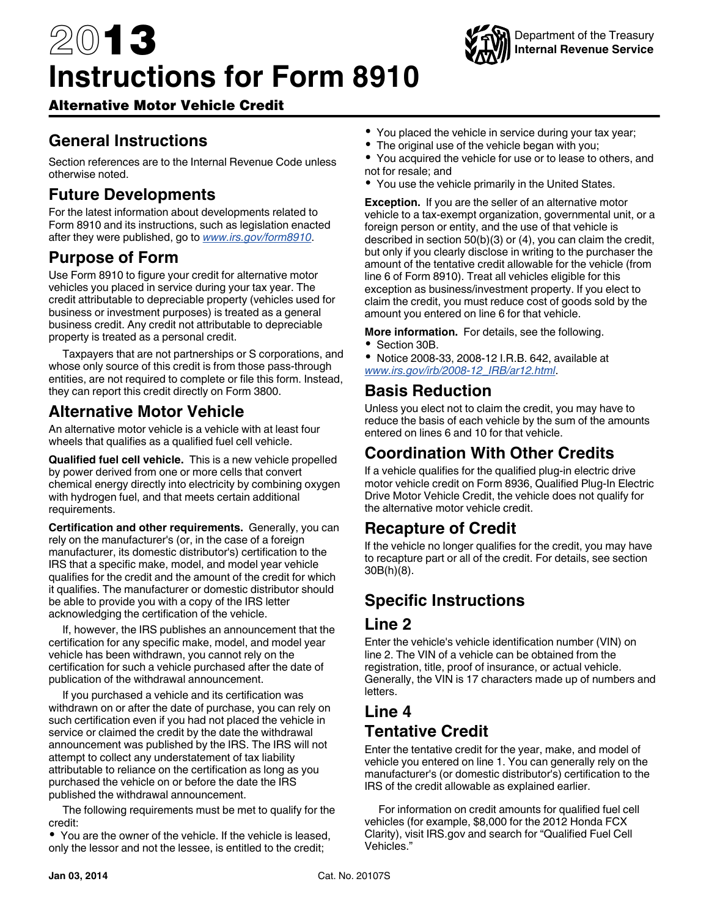# 2013 Instructions for Form 8910

## Alternative Motor Vehicle Credit

Department of the Treasury
**Internal Revenue Service**

## General Instructions

Section references are to the Internal Revenue Code unless otherwise noted.

## Future Developments

For the latest information about developments related to Form 8910 and its instructions, such as legislation enacted after they were published, go to *www.irs.gov/form8910*.

## Purpose of Form

Use Form 8910 to figure your credit for alternative motor vehicles you placed in service during your tax year. The credit attributable to depreciable property (vehicles used for business or investment purposes) is treated as a general business credit. Any credit not attributable to depreciable property is treated as a personal credit.

Taxpayers that are not partnerships or S corporations, and whose only source of this credit is from those pass-through entities, are not required to complete or file this form. Instead, they can report this credit directly on Form 3800.

## Alternative Motor Vehicle

An alternative motor vehicle is a vehicle with at least four wheels that qualifies as a qualified fuel cell vehicle.

**Qualified fuel cell vehicle.** This is a new vehicle propelled by power derived from one or more cells that convert chemical energy directly into electricity by combining oxygen with hydrogen fuel, and that meets certain additional requirements.

**Certification and other requirements.** Generally, you can rely on the manufacturer's (or, in the case of a foreign manufacturer, its domestic distributor's) certification to the IRS that a specific make, model, and model year vehicle qualifies for the credit and the amount of the credit for which it qualifies. The manufacturer or domestic distributor should be able to provide you with a copy of the IRS letter acknowledging the certification of the vehicle.

If, however, the IRS publishes an announcement that the certification for any specific make, model, and model year vehicle has been withdrawn, you cannot rely on the certification for such a vehicle purchased after the date of publication of the withdrawal announcement.

If you purchased a vehicle and its certification was withdrawn on or after the date of purchase, you can rely on such certification even if you had not placed the vehicle in service or claimed the credit by the date the withdrawal announcement was published by the IRS. The IRS will not attempt to collect any understatement of tax liability attributable to reliance on the certification as long as you purchased the vehicle on or before the date the IRS published the withdrawal announcement.

The following requirements must be met to qualify for the credit:

- You are the owner of the vehicle. If the vehicle is leased, only the lessor and not the lessee, is entitled to the credit;
- You placed the vehicle in service during your tax year;
- The original use of the vehicle began with you;
- You acquired the vehicle for use or to lease to others, and not for resale; and
- You use the vehicle primarily in the United States.

**Exception.** If you are the seller of an alternative motor vehicle to a tax-exempt organization, governmental unit, or a foreign person or entity, and the use of that vehicle is described in section 50(b)(3) or (4), you can claim the credit, but only if you clearly disclose in writing to the purchaser the amount of the tentative credit allowable for the vehicle (from line 6 of Form 8910). Treat all vehicles eligible for this exception as business/investment property. If you elect to claim the credit, you must reduce cost of goods sold by the amount you entered on line 6 for that vehicle.

**More information.** For details, see the following.

- Section 30B.
- Notice 2008-33, 2008-12 I.R.B. 642, available at *www.irs.gov/irb/2008-12_IRB/ar12.html*.

## Basis Reduction

Unless you elect not to claim the credit, you may have to reduce the basis of each vehicle by the sum of the amounts entered on lines 6 and 10 for that vehicle.

## Coordination With Other Credits

If a vehicle qualifies for the qualified plug-in electric drive motor vehicle credit on Form 8936, Qualified Plug-In Electric Drive Motor Vehicle Credit, the vehicle does not qualify for the alternative motor vehicle credit.

## Recapture of Credit

If the vehicle no longer qualifies for the credit, you may have to recapture part or all of the credit. For details, see section 30B(h)(8).

## Specific Instructions

## Line 2

Enter the vehicle's vehicle identification number (VIN) on line 2. The VIN of a vehicle can be obtained from the registration, title, proof of insurance, or actual vehicle. Generally, the VIN is 17 characters made up of numbers and letters.

## Line 4

## Tentative Credit

Enter the tentative credit for the year, make, and model of vehicle you entered on line 1. You can generally rely on the manufacturer's (or domestic distributor's) certification to the IRS of the credit allowable as explained earlier.

For information on credit amounts for qualified fuel cell vehicles (for example, $8,000 for the 2012 Honda FCX Clarity), visit IRS.gov and search for "Qualified Fuel Cell Vehicles."

Jan 03, 2014 Cat. No. 20107S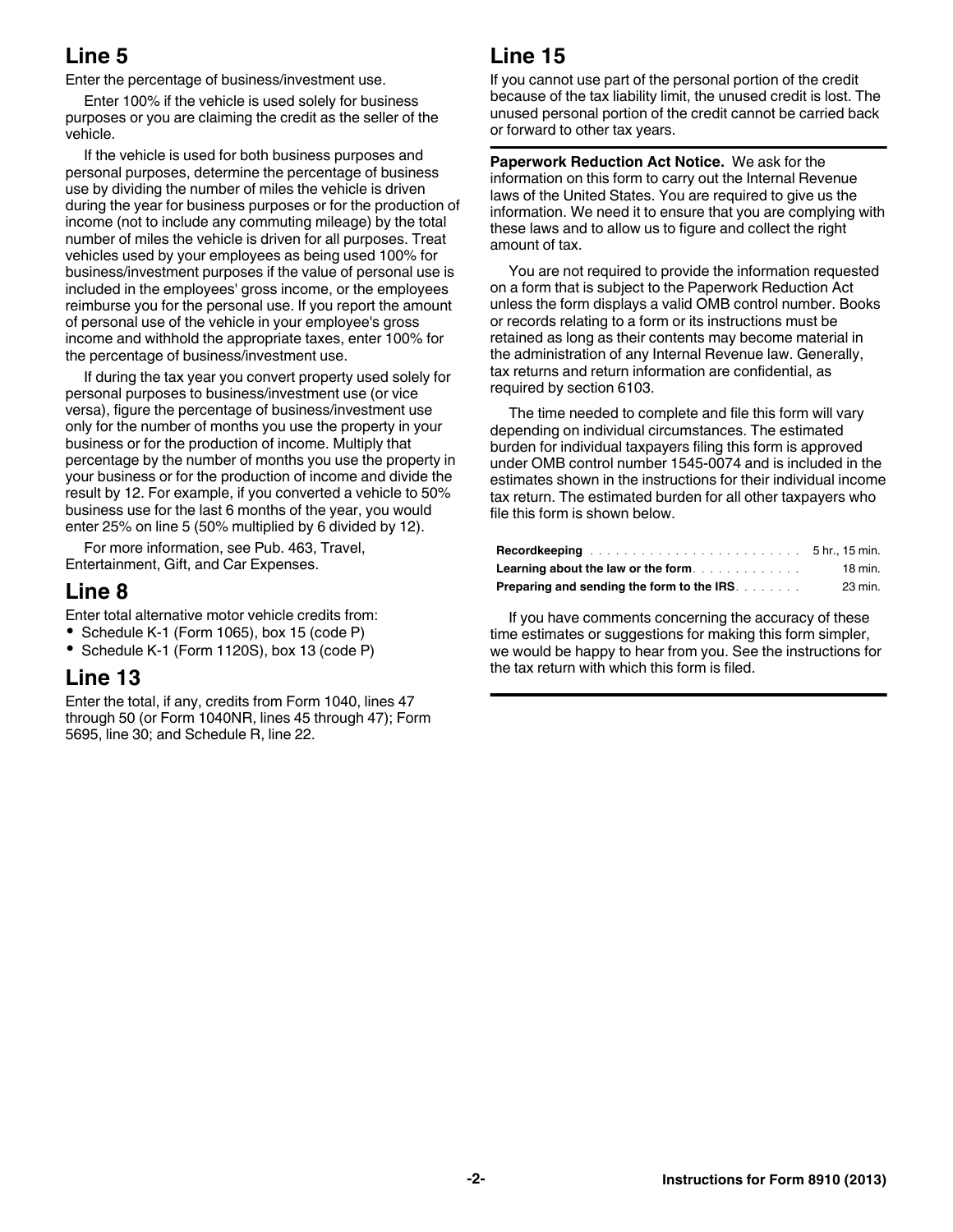## Line 5

Enter the percentage of business/investment use.

Enter 100% if the vehicle is used solely for business purposes or you are claiming the credit as the seller of the vehicle.

If the vehicle is used for both business purposes and personal purposes, determine the percentage of business use by dividing the number of miles the vehicle is driven during the year for business purposes or for the production of income (not to include any commuting mileage) by the total number of miles the vehicle is driven for all purposes. Treat vehicles used by your employees as being used 100% for business/investment purposes if the value of personal use is included in the employees' gross income, or the employees reimburse you for the personal use. If you report the amount of personal use of the vehicle in your employee's gross income and withhold the appropriate taxes, enter 100% for the percentage of business/investment use.

If during the tax year you convert property used solely for personal purposes to business/investment use (or vice versa), figure the percentage of business/investment use only for the number of months you use the property in your business or for the production of income. Multiply that percentage by the number of months you use the property in your business or for the production of income and divide the result by 12. For example, if you converted a vehicle to 50% business use for the last 6 months of the year, you would enter 25% on line 5 (50% multiplied by 6 divided by 12).

For more information, see Pub. 463, Travel, Entertainment, Gift, and Car Expenses.

## Line 8

Enter total alternative motor vehicle credits from:

- Schedule K-1 (Form 1065), box 15 (code P)
- Schedule K-1 (Form 1120S), box 13 (code P)

## Line 13

Enter the total, if any, credits from Form 1040, lines 47 through 50 (or Form 1040NR, lines 45 through 47); Form 5695, line 30; and Schedule R, line 22.

## Line 15

If you cannot use part of the personal portion of the credit because of the tax liability limit, the unused credit is lost. The unused personal portion of the credit cannot be carried back or forward to other tax years.

**Paperwork Reduction Act Notice.** We ask for the information on this form to carry out the Internal Revenue laws of the United States. You are required to give us the information. We need it to ensure that you are complying with these laws and to allow us to figure and collect the right amount of tax.

You are not required to provide the information requested on a form that is subject to the Paperwork Reduction Act unless the form displays a valid OMB control number. Books or records relating to a form or its instructions must be retained as long as their contents may become material in the administration of any Internal Revenue law. Generally, tax returns and return information are confidential, as required by section 6103.

The time needed to complete and file this form will vary depending on individual circumstances. The estimated burden for individual taxpayers filing this form is approved under OMB control number 1545-0074 and is included in the estimates shown in the instructions for their individual income tax return. The estimated burden for all other taxpayers who file this form is shown below.

| | |
|---|---|
| **Recordkeeping** | 5 hr., 15 min. |
| **Learning about the law or the form** | 18 min. |
| **Preparing and sending the form to the IRS** | 23 min. |

If you have comments concerning the accuracy of these time estimates or suggestions for making this form simpler, we would be happy to hear from you. See the instructions for the tax return with which this form is filed.